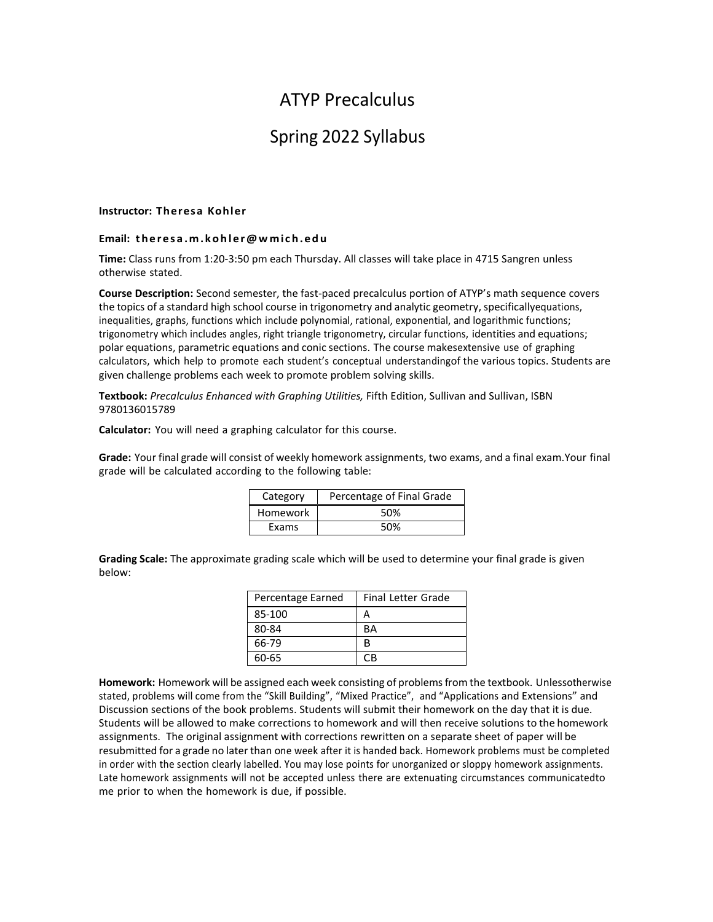# ATYP Precalculus

## Spring 2022 Syllabus

**Instructor: Theresa Kohler**

**Email: theresa.m.kohler@wmich.edu**

**Time:** Class runs from 1:20-3:50 pm each Thursday. All classes will take place in 4715 Sangren unless otherwise stated.

**Course Description:** Second semester, the fast-paced precalculus portion of ATYP's math sequence covers the topics of a standard high school course in trigonometry and analytic geometry, specificallyequations, inequalities, graphs, functions which include polynomial, rational, exponential, and logarithmic functions; trigonometry which includes angles, right triangle trigonometry, circular functions, identities and equations; polar equations, parametric equations and conic sections. The course makesextensive use of graphing calculators, which help to promote each student's conceptual understandingof the various topics. Students are given challenge problems each week to promote problem solving skills.

**Textbook:** *Precalculus Enhanced with Graphing Utilities,* Fifth Edition, Sullivan and Sullivan, ISBN 9780136015789

**Calculator:** You will need a graphing calculator for this course.

**Grade:** Your final grade will consist of weekly homework assignments, two exams, and a final exam.Your final grade will be calculated according to the following table:

| Category | Percentage of Final Grade |
|---|---|
| Homework | 50% |
| Exams | 50% |

**Grading Scale:** The approximate grading scale which will be used to determine your final grade is given below:

| Percentage Earned | Final Letter Grade |
|---|---|
| 85-100 | A |
| 80-84 | BA |
| 66-79 | B |
| 60-65 | CB |

**Homework:** Homework will be assigned each week consisting of problems from the textbook. Unlessotherwise stated, problems will come from the "Skill Building", "Mixed Practice", and "Applications and Extensions" and Discussion sections of the book problems. Students will submit their homework on the day that it is due. Students will be allowed to make corrections to homework and will then receive solutions to the homework assignments. The original assignment with corrections rewritten on a separate sheet of paper will be resubmitted for a grade no later than one week after it is handed back. Homework problems must be completed in order with the section clearly labelled. You may lose points for unorganized or sloppy homework assignments. Late homework assignments will not be accepted unless there are extenuating circumstances communicatedto me prior to when the homework is due, if possible.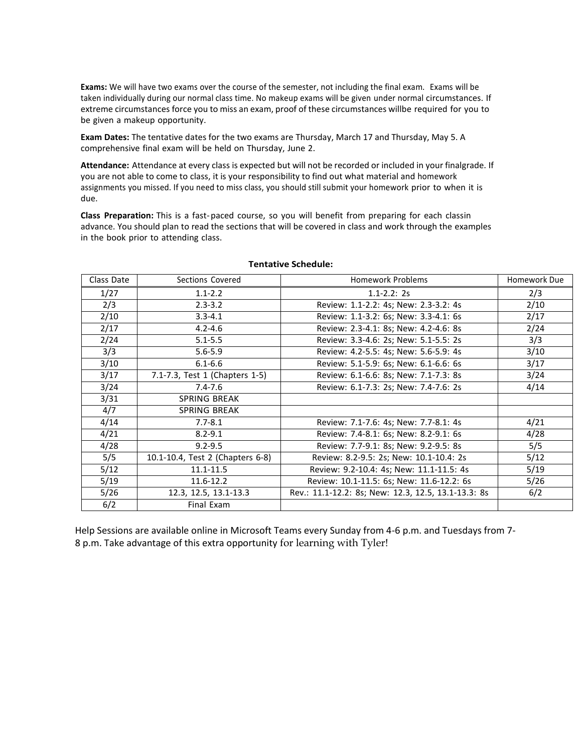**Exams:** We will have two exams over the course of the semester, not including the final exam. Exams will be taken individually during our normal class time. No makeup exams will be given under normal circumstances. If extreme circumstances force you to miss an exam, proof of these circumstances willbe required for you to be given a makeup opportunity.

**Exam Dates:** The tentative dates for the two exams are Thursday, March 17 and Thursday, May 5. A comprehensive final exam will be held on Thursday, June 2.

**Attendance:** Attendance at every class is expected but will not be recorded or included in your finalgrade. If you are not able to come to class, it is your responsibility to find out what material and homework assignments you missed. If you need to miss class, you should still submit your homework prior to when it is due.

**Class Preparation:** This is a fast-paced course, so you will benefit from preparing for each classin advance. You should plan to read the sections that will be covered in class and work through the examples in the book prior to attending class.

**Tentative Schedule:**

| Class Date | Sections Covered | Homework Problems | Homework Due |
|---|---|---|---|
| 1/27 | 1.1-2.2 | 1.1-2.2: 2s | 2/3 |
| 2/3 | 2.3-3.2 | Review: 1.1-2.2: 4s; New: 2.3-3.2: 4s | 2/10 |
| 2/10 | 3.3-4.1 | Review: 1.1-3.2: 6s; New: 3.3-4.1: 6s | 2/17 |
| 2/17 | 4.2-4.6 | Review: 2.3-4.1: 8s; New: 4.2-4.6: 8s | 2/24 |
| 2/24 | 5.1-5.5 | Review: 3.3-4.6: 2s; New: 5.1-5.5: 2s | 3/3 |
| 3/3 | 5.6-5.9 | Review: 4.2-5.5: 4s; New: 5.6-5.9: 4s | 3/10 |
| 3/10 | 6.1-6.6 | Review: 5.1-5.9: 6s; New: 6.1-6.6: 6s | 3/17 |
| 3/17 | 7.1-7.3, Test 1 (Chapters 1-5) | Review: 6.1-6.6: 8s; New: 7.1-7.3: 8s | 3/24 |
| 3/24 | 7.4-7.6 | Review: 6.1-7.3: 2s; New: 7.4-7.6: 2s | 4/14 |
| 3/31 | SPRING BREAK | | |
| 4/7 | SPRING BREAK | | |
| 4/14 | 7.7-8.1 | Review: 7.1-7.6: 4s; New: 7.7-8.1: 4s | 4/21 |
| 4/21 | 8.2-9.1 | Review: 7.4-8.1: 6s; New: 8.2-9.1: 6s | 4/28 |
| 4/28 | 9.2-9.5 | Review: 7.7-9.1: 8s; New: 9.2-9.5: 8s | 5/5 |
| 5/5 | 10.1-10.4, Test 2 (Chapters 6-8) | Review: 8.2-9.5: 2s; New: 10.1-10.4: 2s | 5/12 |
| 5/12 | 11.1-11.5 | Review: 9.2-10.4: 4s; New: 11.1-11.5: 4s | 5/19 |
| 5/19 | 11.6-12.2 | Review: 10.1-11.5: 6s; New: 11.6-12.2: 6s | 5/26 |
| 5/26 | 12.3, 12.5, 13.1-13.3 | Rev.: 11.1-12.2: 8s; New: 12.3, 12.5, 13.1-13.3: 8s | 6/2 |
| 6/2 | Final Exam | | |

Help Sessions are available online in Microsoft Teams every Sunday from 4-6 p.m. and Tuesdays from 7-8 p.m. Take advantage of this extra opportunity for learning with Tyler!